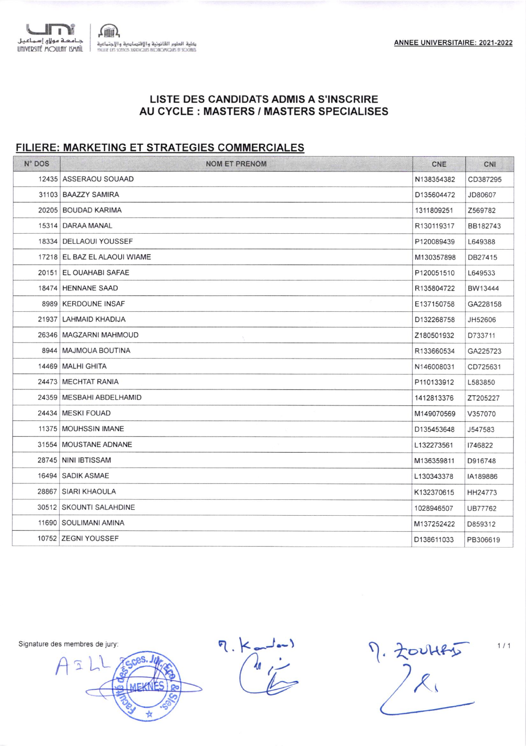جـامـعـة مولاي إسـماعـيـل
UNIVERSITÉ MOULAY ISMAÏL

كلية العلوم القانونية والإقتصادية والإجتماعية
FACULTÉ DES SCIENCES JURIDIQUES ÉCONOMIQUES ET SOCIALES

**ANNEE UNIVERSITAIRE: 2021-2022**

## LISTE DES CANDIDATS ADMIS A S'INSCRIRE AU CYCLE : MASTERS / MASTERS SPECIALISES

### FILIERE: MARKETING ET STRATEGIES COMMERCIALES

| N° DOS | NOM ET PRENOM | CNE | CNI |
|---|---|---|---|
| 12435 | ASSERAOU SOUAAD | N138354382 | CD387295 |
| 31103 | BAAZZY SAMIRA | D135604472 | JD80607 |
| 20205 | BOUDAD KARIMA | 1311809251 | Z569782 |
| 15314 | DARAA MANAL | R130119317 | BB182743 |
| 18334 | DELLAOUI YOUSSEF | P120089439 | L649388 |
| 17218 | EL BAZ EL ALAOUI WIAME | M130357898 | DB27415 |
| 20151 | EL OUAHABI SAFAE | P120051510 | L649533 |
| 18474 | HENNANE SAAD | R135804722 | BW13444 |
| 8989 | KERDOUNE INSAF | E137150758 | GA228158 |
| 21937 | LAHMAID KHADIJA | D132268758 | JH52606 |
| 26346 | MAGZARNI MAHMOUD | Z180501932 | D733711 |
| 8944 | MAJMOUA BOUTINA | R133660534 | GA225723 |
| 14469 | MALHI GHITA | N146008031 | CD725631 |
| 24473 | MECHTAT RANIA | P110133912 | L583850 |
| 24359 | MESBAHI ABDELHAMID | 1412813376 | ZT205227 |
| 24434 | MESKI FOUAD | M149070569 | V357070 |
| 11375 | MOUHSSIN IMANE | D135453648 | J547583 |
| 31554 | MOUSTANE ADNANE | L132273561 | I746822 |
| 28745 | NINI IBTISSAM | M136359811 | D916748 |
| 16494 | SADIK ASMAE | L130343378 | IA189886 |
| 28867 | SIARI KHAOULA | K132370615 | HH24773 |
| 30512 | SKOUNTI SALAHDINE | 1028946507 | UB77762 |
| 11690 | SOULIMANI AMINA | M137252422 | D859312 |
| 10752 | ZEGNI YOUSSEF | D138611033 | PB306619 |

Signature des membres de jury: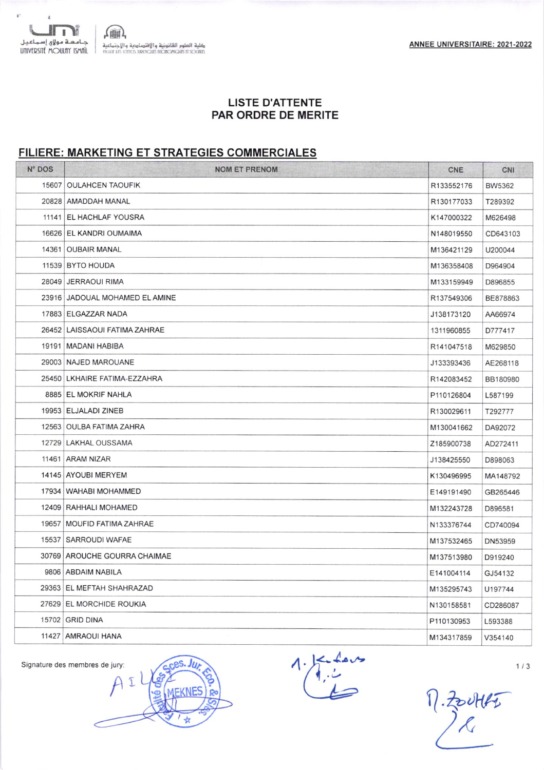ANNEE UNIVERSITAIRE: 2021-2022

## LISTE D'ATTENTE
## PAR ORDRE DE MERITE

### FILIERE: MARKETING ET STRATEGIES COMMERCIALES

| N° DOS | NOM ET PRENOM | CNE | CNI |
|---|---|---|---|
| 15607 | OULAHCEN TAOUFIK | R133552176 | BW5362 |
| 20828 | AMADDAH MANAL | R130177033 | T289392 |
| 11141 | EL HACHLAF YOUSRA | K147000322 | M626498 |
| 16626 | EL KANDRI OUMAIMA | N148019550 | CD643103 |
| 14361 | OUBAIR MANAL | M136421129 | U200044 |
| 11539 | BYTO HOUDA | M136358408 | D964904 |
| 28049 | JERRAOUI RIMA | M133159949 | D896855 |
| 23916 | JADOUAL MOHAMED EL AMINE | R137549306 | BE878863 |
| 17883 | ELGAZZAR NADA | J138173120 | AA66974 |
| 26452 | LAISSAOUI FATIMA ZAHRAE | 1311960855 | D777417 |
| 19191 | MADANI HABIBA | R141047518 | M629850 |
| 29003 | NAJED MAROUANE | J133393436 | AE268118 |
| 25450 | LKHAIRE FATIMA-EZZAHRA | R142083452 | BB180980 |
| 8885 | EL MOKRIF NAHLA | P110126804 | L587199 |
| 19953 | ELJALADI ZINEB | R130029611 | T292777 |
| 12563 | OULBA FATIMA ZAHRA | M130041662 | DA92072 |
| 12729 | LAKHAL OUSSAMA | Z185900738 | AD272411 |
| 11461 | ARAM NIZAR | J138425550 | D898063 |
| 14145 | AYOUBI MERYEM | K130496995 | MA148792 |
| 17934 | WAHABI MOHAMMED | E149191490 | GB265446 |
| 12409 | RAHHALI MOHAMED | M132243728 | D896581 |
| 19657 | MOUFID FATIMA ZAHRAE | N133376744 | CD740094 |
| 15537 | SARROUDI WAFAE | M137532465 | DN53959 |
| 30769 | AROUCHE GOURRA CHAIMAE | M137513980 | D919240 |
| 9806 | ABDAIM NABILA | E141004114 | GJ54132 |
| 29363 | EL MEFTAH SHAHRAZAD | M135295743 | U197744 |
| 27629 | EL MORCHIDE ROUKIA | N130158581 | CD286087 |
| 15702 | GRID DINA | P110130953 | L593388 |
| 11427 | AMRAOUI HANA | M134317859 | V354140 |

Signature des membres de jury: